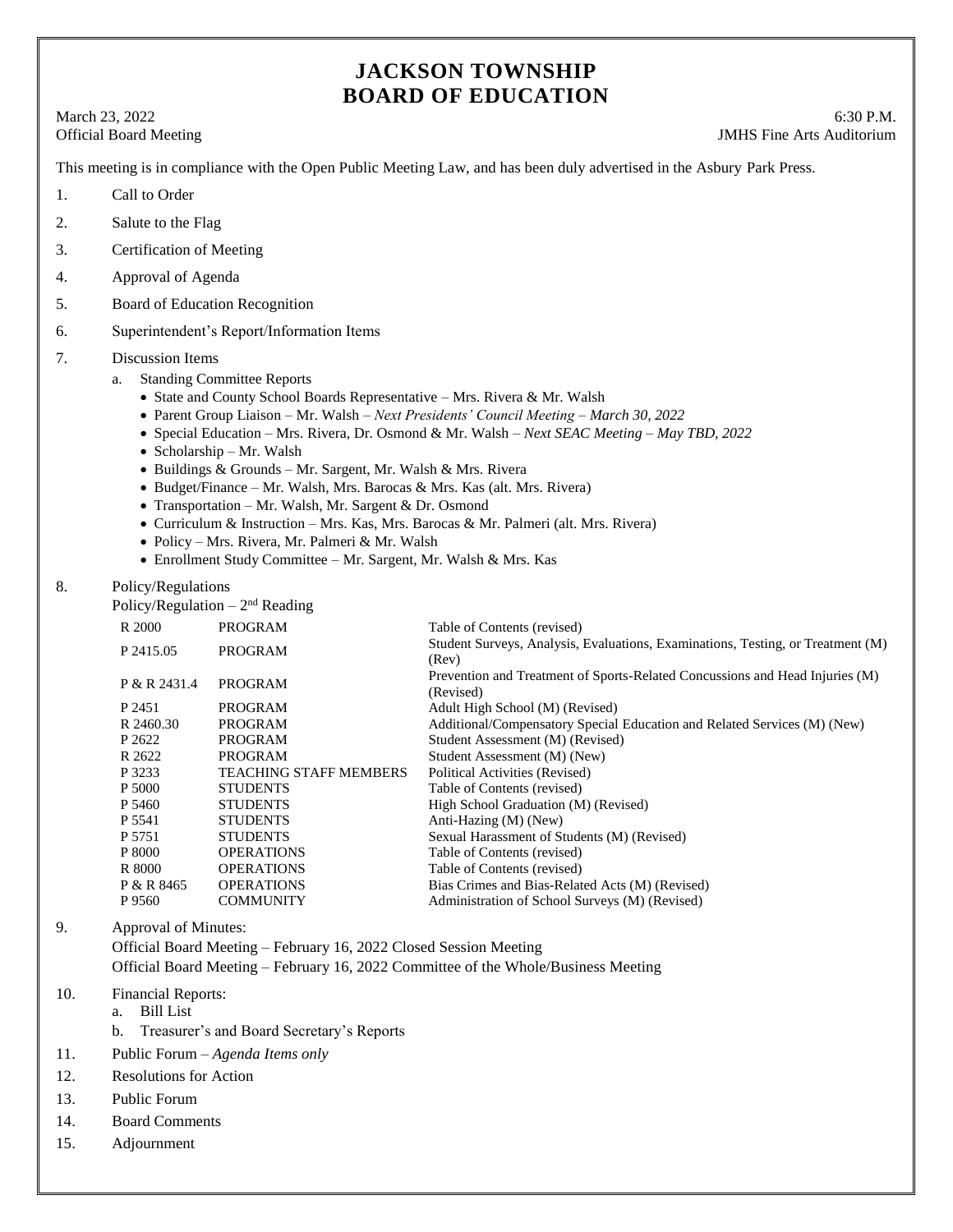# JACKSON TOWNSHIP
# BOARD OF EDUCATION

March 23, 2022 — 6:30 P.M.
Official Board Meeting — JMHS Fine Arts Auditorium

This meeting is in compliance with the Open Public Meeting Law, and has been duly advertised in the Asbury Park Press.

1. Call to Order
2. Salute to the Flag
3. Certification of Meeting
4. Approval of Agenda
5. Board of Education Recognition
6. Superintendent's Report/Information Items
7. Discussion Items
   a. Standing Committee Reports
      - State and County School Boards Representative – Mrs. Rivera & Mr. Walsh
      - Parent Group Liaison – Mr. Walsh – *Next Presidents' Council Meeting – March 30, 2022*
      - Special Education – Mrs. Rivera, Dr. Osmond & Mr. Walsh – *Next SEAC Meeting – May TBD, 2022*
      - Scholarship – Mr. Walsh
      - Buildings & Grounds – Mr. Sargent, Mr. Walsh & Mrs. Rivera
      - Budget/Finance – Mr. Walsh, Mrs. Barocas & Mrs. Kas (alt. Mrs. Rivera)
      - Transportation – Mr. Walsh, Mr. Sargent & Dr. Osmond
      - Curriculum & Instruction – Mrs. Kas, Mrs. Barocas & Mr. Palmeri (alt. Mrs. Rivera)
      - Policy – Mrs. Rivera, Mr. Palmeri & Mr. Walsh
      - Enrollment Study Committee – Mr. Sargent, Mr. Walsh & Mrs. Kas
8. Policy/Regulations

   Policy/Regulation – 2nd Reading

| | | |
|---|---|---|
| R 2000 | PROGRAM | Table of Contents (revised) |
| P 2415.05 | PROGRAM | Student Surveys, Analysis, Evaluations, Examinations, Testing, or Treatment (M) (Rev) |
| P & R 2431.4 | PROGRAM | Prevention and Treatment of Sports-Related Concussions and Head Injuries (M) (Revised) |
| P 2451 | PROGRAM | Adult High School (M) (Revised) |
| R 2460.30 | PROGRAM | Additional/Compensatory Special Education and Related Services (M) (New) |
| P 2622 | PROGRAM | Student Assessment (M) (Revised) |
| R 2622 | PROGRAM | Student Assessment (M) (New) |
| P 3233 | TEACHING STAFF MEMBERS | Political Activities (Revised) |
| P 5000 | STUDENTS | Table of Contents (revised) |
| P 5460 | STUDENTS | High School Graduation (M) (Revised) |
| P 5541 | STUDENTS | Anti-Hazing (M) (New) |
| P 5751 | STUDENTS | Sexual Harassment of Students (M) (Revised) |
| P 8000 | OPERATIONS | Table of Contents (revised) |
| R 8000 | OPERATIONS | Table of Contents (revised) |
| P & R 8465 | OPERATIONS | Bias Crimes and Bias-Related Acts (M) (Revised) |
| P 9560 | COMMUNITY | Administration of School Surveys (M) (Revised) |

9. Approval of Minutes:

   Official Board Meeting – February 16, 2022 Closed Session Meeting

   Official Board Meeting – February 16, 2022 Committee of the Whole/Business Meeting
10. Financial Reports:
    a. Bill List
    b. Treasurer's and Board Secretary's Reports
11. Public Forum – *Agenda Items only*
12. Resolutions for Action
13. Public Forum
14. Board Comments
15. Adjournment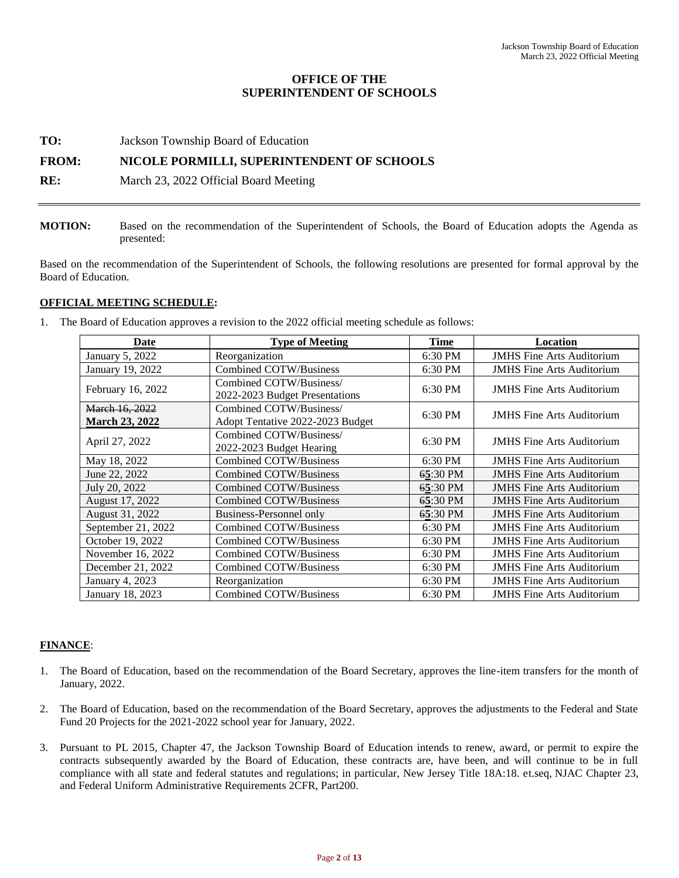## OFFICE OF THE SUPERINTENDENT OF SCHOOLS

**TO:** Jackson Township Board of Education

**FROM:** **NICOLE PORMILLI, SUPERINTENDENT OF SCHOOLS**

**RE:** March 23, 2022 Official Board Meeting

---

**MOTION:** Based on the recommendation of the Superintendent of Schools, the Board of Education adopts the Agenda as presented:

Based on the recommendation of the Superintendent of Schools, the following resolutions are presented for formal approval by the Board of Education.

**OFFICIAL MEETING SCHEDULE:**

1. The Board of Education approves a revision to the 2022 official meeting schedule as follows:

| Date | Type of Meeting | Time | Location |
|---|---|---|---|
| January 5, 2022 | Reorganization | 6:30 PM | JMHS Fine Arts Auditorium |
| January 19, 2022 | Combined COTW/Business | 6:30 PM | JMHS Fine Arts Auditorium |
| February 16, 2022 | Combined COTW/Business/ 2022-2023 Budget Presentations | 6:30 PM | JMHS Fine Arts Auditorium |
| ~~March 16, 2022~~ **March 23, 2022** | Combined COTW/Business/ Adopt Tentative 2022-2023 Budget | 6:30 PM | JMHS Fine Arts Auditorium |
| April 27, 2022 | Combined COTW/Business/ 2022-2023 Budget Hearing | 6:30 PM | JMHS Fine Arts Auditorium |
| May 18, 2022 | Combined COTW/Business | 6:30 PM | JMHS Fine Arts Auditorium |
| June 22, 2022 | Combined COTW/Business | ~~6~~5:30 PM | JMHS Fine Arts Auditorium |
| July 20, 2022 | Combined COTW/Business | ~~6~~5:30 PM | JMHS Fine Arts Auditorium |
| August 17, 2022 | Combined COTW/Business | ~~6~~5:30 PM | JMHS Fine Arts Auditorium |
| August 31, 2022 | Business-Personnel only | ~~6~~5:30 PM | JMHS Fine Arts Auditorium |
| September 21, 2022 | Combined COTW/Business | 6:30 PM | JMHS Fine Arts Auditorium |
| October 19, 2022 | Combined COTW/Business | 6:30 PM | JMHS Fine Arts Auditorium |
| November 16, 2022 | Combined COTW/Business | 6:30 PM | JMHS Fine Arts Auditorium |
| December 21, 2022 | Combined COTW/Business | 6:30 PM | JMHS Fine Arts Auditorium |
| January 4, 2023 | Reorganization | 6:30 PM | JMHS Fine Arts Auditorium |
| January 18, 2023 | Combined COTW/Business | 6:30 PM | JMHS Fine Arts Auditorium |

**FINANCE**:

1. The Board of Education, based on the recommendation of the Board Secretary, approves the line-item transfers for the month of January, 2022.

2. The Board of Education, based on the recommendation of the Board Secretary, approves the adjustments to the Federal and State Fund 20 Projects for the 2021-2022 school year for January, 2022.

3. Pursuant to PL 2015, Chapter 47, the Jackson Township Board of Education intends to renew, award, or permit to expire the contracts subsequently awarded by the Board of Education, these contracts are, have been, and will continue to be in full compliance with all state and federal statutes and regulations; in particular, New Jersey Title 18A:18. et.seq, NJAC Chapter 23, and Federal Uniform Administrative Requirements 2CFR, Part200.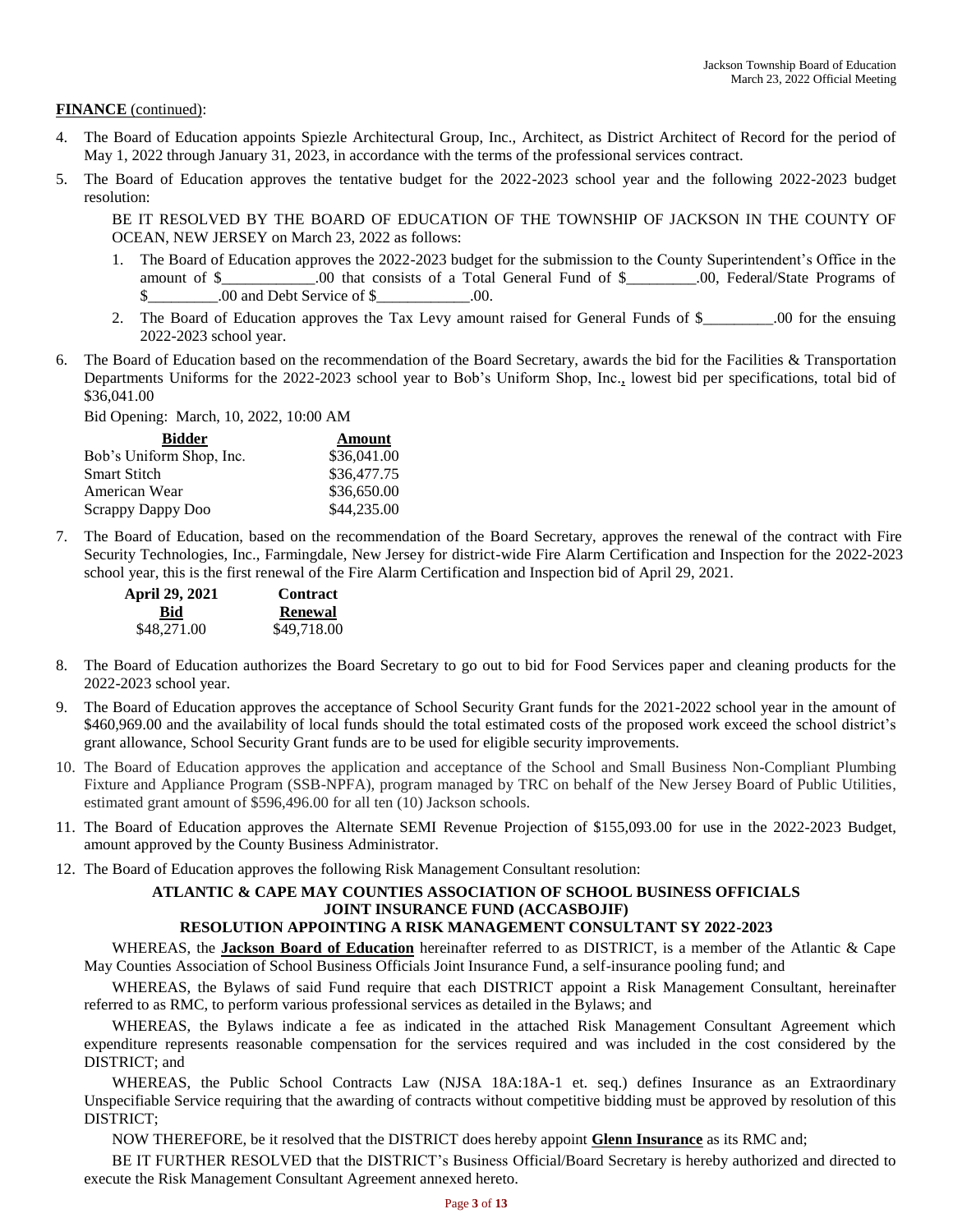**FINANCE** (continued):

4. The Board of Education appoints Spiezle Architectural Group, Inc., Architect, as District Architect of Record for the period of May 1, 2022 through January 31, 2023, in accordance with the terms of the professional services contract.
5. The Board of Education approves the tentative budget for the 2022-2023 school year and the following 2022-2023 budget resolution:

   BE IT RESOLVED BY THE BOARD OF EDUCATION OF THE TOWNSHIP OF JACKSON IN THE COUNTY OF OCEAN, NEW JERSEY on March 23, 2022 as follows:

   1. The Board of Education approves the 2022-2023 budget for the submission to the County Superintendent's Office in the amount of $____________.00 that consists of a Total General Fund of $_________.00, Federal/State Programs of $_________.00 and Debt Service of $____________.00.
   2. The Board of Education approves the Tax Levy amount raised for General Funds of $_________.00 for the ensuing 2022-2023 school year.

6. The Board of Education based on the recommendation of the Board Secretary, awards the bid for the Facilities & Transportation Departments Uniforms for the 2022-2023 school year to Bob's Uniform Shop, Inc., lowest bid per specifications, total bid of $36,041.00

   Bid Opening: March, 10, 2022, 10:00 AM

   | Bidder | Amount |
   |---|---|
   | Bob's Uniform Shop, Inc. | $36,041.00 |
   | Smart Stitch | $36,477.75 |
   | American Wear | $36,650.00 |
   | Scrappy Dappy Doo | $44,235.00 |

7. The Board of Education, based on the recommendation of the Board Secretary, approves the renewal of the contract with Fire Security Technologies, Inc., Farmingdale, New Jersey for district-wide Fire Alarm Certification and Inspection for the 2022-2023 school year, this is the first renewal of the Fire Alarm Certification and Inspection bid of April 29, 2021.

   | April 29, 2021 Bid | Contract Renewal |
   |---|---|
   | $48,271.00 | $49,718.00 |

8. The Board of Education authorizes the Board Secretary to go out to bid for Food Services paper and cleaning products for the 2022-2023 school year.
9. The Board of Education approves the acceptance of School Security Grant funds for the 2021-2022 school year in the amount of $460,969.00 and the availability of local funds should the total estimated costs of the proposed work exceed the school district's grant allowance, School Security Grant funds are to be used for eligible security improvements.
10. The Board of Education approves the application and acceptance of the School and Small Business Non-Compliant Plumbing Fixture and Appliance Program (SSB-NPFA), program managed by TRC on behalf of the New Jersey Board of Public Utilities, estimated grant amount of $596,496.00 for all ten (10) Jackson schools.
11. The Board of Education approves the Alternate SEMI Revenue Projection of $155,093.00 for use in the 2022-2023 Budget, amount approved by the County Business Administrator.
12. The Board of Education approves the following Risk Management Consultant resolution:

**ATLANTIC & CAPE MAY COUNTIES ASSOCIATION OF SCHOOL BUSINESS OFFICIALS JOINT INSURANCE FUND (ACCASBOJIF)**
**RESOLUTION APPOINTING A RISK MANAGEMENT CONSULTANT SY 2022-2023**

WHEREAS, the **Jackson Board of Education** hereinafter referred to as DISTRICT, is a member of the Atlantic & Cape May Counties Association of School Business Officials Joint Insurance Fund, a self-insurance pooling fund; and

WHEREAS, the Bylaws of said Fund require that each DISTRICT appoint a Risk Management Consultant, hereinafter referred to as RMC, to perform various professional services as detailed in the Bylaws; and

WHEREAS, the Bylaws indicate a fee as indicated in the attached Risk Management Consultant Agreement which expenditure represents reasonable compensation for the services required and was included in the cost considered by the DISTRICT; and

WHEREAS, the Public School Contracts Law (NJSA 18A:18A-1 et. seq.) defines Insurance as an Extraordinary Unspecifiable Service requiring that the awarding of contracts without competitive bidding must be approved by resolution of this DISTRICT;

NOW THEREFORE, be it resolved that the DISTRICT does hereby appoint **Glenn Insurance** as its RMC and;

BE IT FURTHER RESOLVED that the DISTRICT's Business Official/Board Secretary is hereby authorized and directed to execute the Risk Management Consultant Agreement annexed hereto.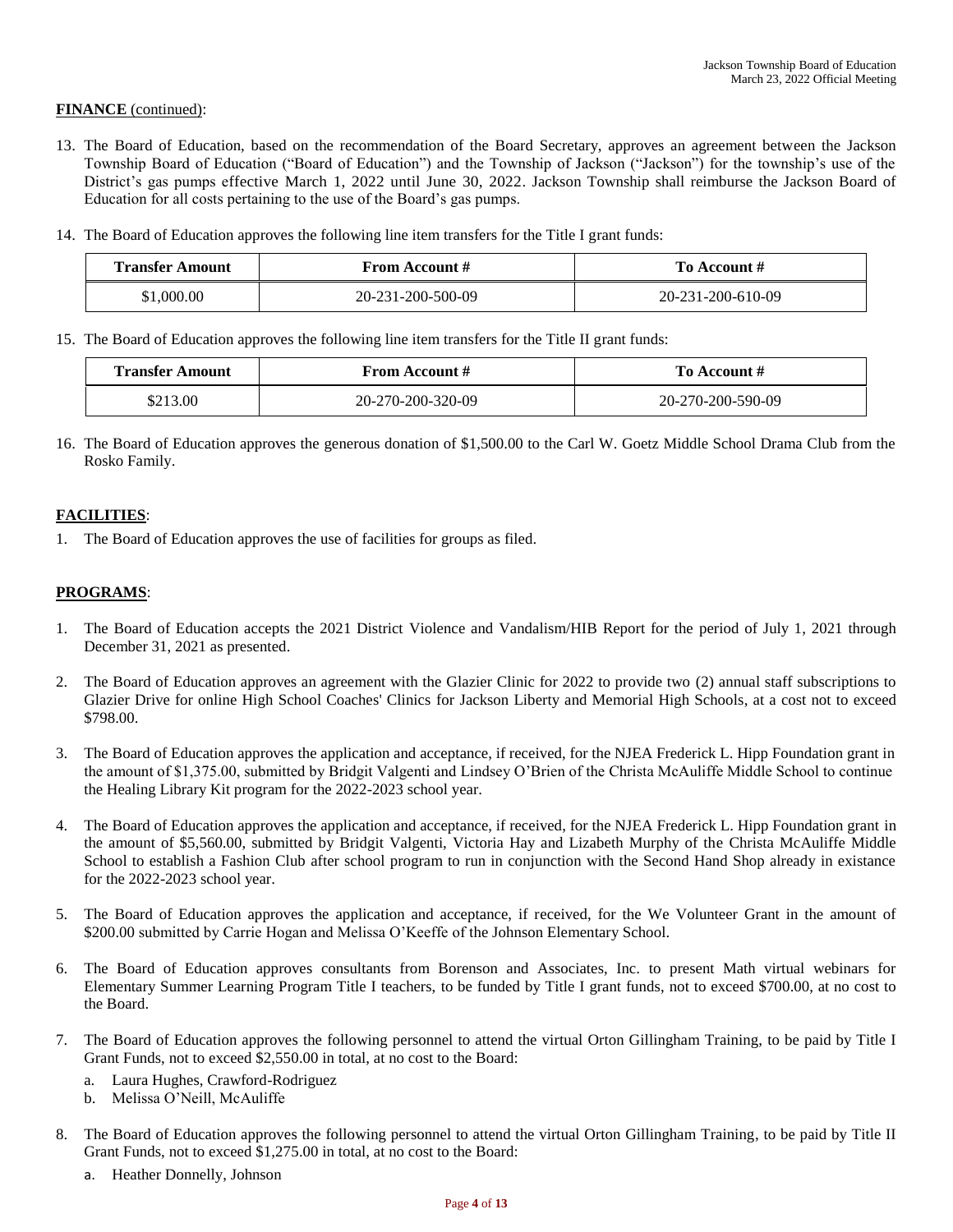**FINANCE** (continued):

13. The Board of Education, based on the recommendation of the Board Secretary, approves an agreement between the Jackson Township Board of Education ("Board of Education") and the Township of Jackson ("Jackson") for the township's use of the District's gas pumps effective March 1, 2022 until June 30, 2022. Jackson Township shall reimburse the Jackson Board of Education for all costs pertaining to the use of the Board's gas pumps.

14. The Board of Education approves the following line item transfers for the Title I grant funds:

| Transfer Amount | From Account # | To Account # |
|---|---|---|
| $1,000.00 | 20-231-200-500-09 | 20-231-200-610-09 |

15. The Board of Education approves the following line item transfers for the Title II grant funds:

| Transfer Amount | From Account # | To Account # |
|---|---|---|
| $213.00 | 20-270-200-320-09 | 20-270-200-590-09 |

16. The Board of Education approves the generous donation of $1,500.00 to the Carl W. Goetz Middle School Drama Club from the Rosko Family.

**FACILITIES**:

1. The Board of Education approves the use of facilities for groups as filed.

**PROGRAMS**:

1. The Board of Education accepts the 2021 District Violence and Vandalism/HIB Report for the period of July 1, 2021 through December 31, 2021 as presented.

2. The Board of Education approves an agreement with the Glazier Clinic for 2022 to provide two (2) annual staff subscriptions to Glazier Drive for online High School Coaches' Clinics for Jackson Liberty and Memorial High Schools, at a cost not to exceed $798.00.

3. The Board of Education approves the application and acceptance, if received, for the NJEA Frederick L. Hipp Foundation grant in the amount of $1,375.00, submitted by Bridgit Valgenti and Lindsey O'Brien of the Christa McAuliffe Middle School to continue the Healing Library Kit program for the 2022-2023 school year.

4. The Board of Education approves the application and acceptance, if received, for the NJEA Frederick L. Hipp Foundation grant in the amount of $5,560.00, submitted by Bridgit Valgenti, Victoria Hay and Lizabeth Murphy of the Christa McAuliffe Middle School to establish a Fashion Club after school program to run in conjunction with the Second Hand Shop already in existance for the 2022-2023 school year.

5. The Board of Education approves the application and acceptance, if received, for the We Volunteer Grant in the amount of $200.00 submitted by Carrie Hogan and Melissa O'Keeffe of the Johnson Elementary School.

6. The Board of Education approves consultants from Borenson and Associates, Inc. to present Math virtual webinars for Elementary Summer Learning Program Title I teachers, to be funded by Title I grant funds, not to exceed $700.00, at no cost to the Board.

7. The Board of Education approves the following personnel to attend the virtual Orton Gillingham Training, to be paid by Title I Grant Funds, not to exceed $2,550.00 in total, at no cost to the Board:
   a. Laura Hughes, Crawford-Rodriguez
   b. Melissa O'Neill, McAuliffe

8. The Board of Education approves the following personnel to attend the virtual Orton Gillingham Training, to be paid by Title II Grant Funds, not to exceed $1,275.00 in total, at no cost to the Board:
   a. Heather Donnelly, Johnson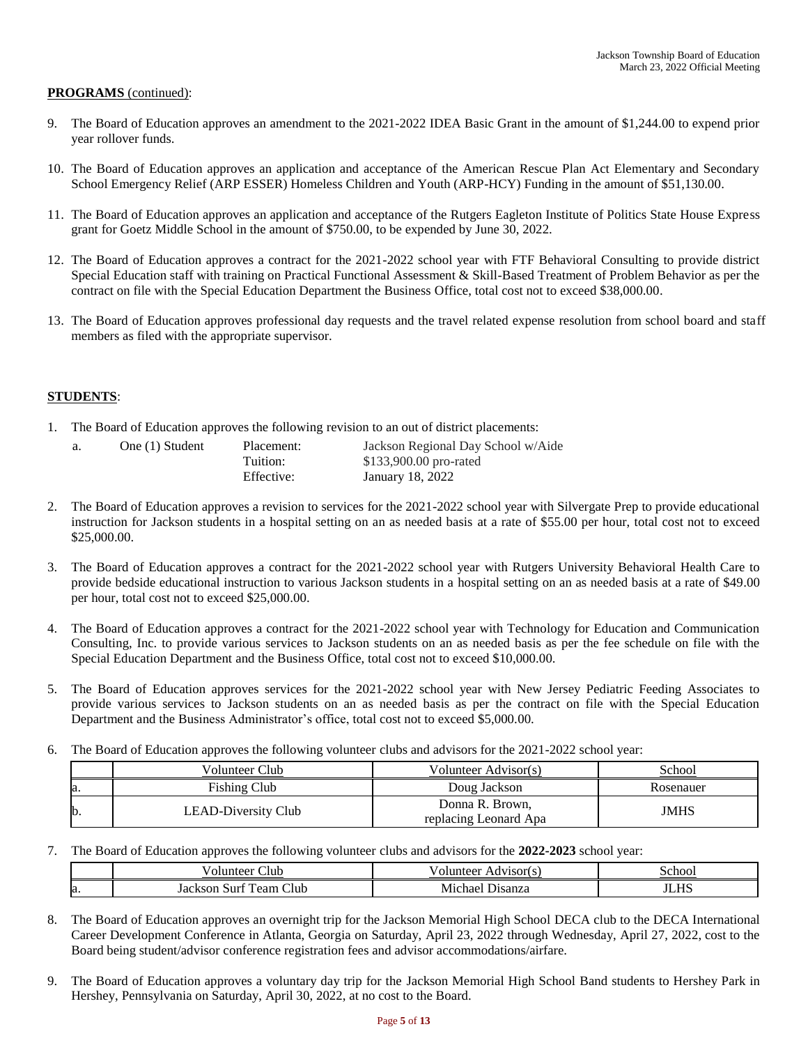**PROGRAMS** (continued):

9. The Board of Education approves an amendment to the 2021-2022 IDEA Basic Grant in the amount of $1,244.00 to expend prior year rollover funds.

10. The Board of Education approves an application and acceptance of the American Rescue Plan Act Elementary and Secondary School Emergency Relief (ARP ESSER) Homeless Children and Youth (ARP-HCY) Funding in the amount of $51,130.00.

11. The Board of Education approves an application and acceptance of the Rutgers Eagleton Institute of Politics State House Express grant for Goetz Middle School in the amount of $750.00, to be expended by June 30, 2022.

12. The Board of Education approves a contract for the 2021-2022 school year with FTF Behavioral Consulting to provide district Special Education staff with training on Practical Functional Assessment & Skill-Based Treatment of Problem Behavior as per the contract on file with the Special Education Department the Business Office, total cost not to exceed $38,000.00.

13. The Board of Education approves professional day requests and the travel related expense resolution from school board and staff members as filed with the appropriate supervisor.

**STUDENTS**:

1. The Board of Education approves the following revision to an out of district placements:

| | | | |
|---|---|---|---|
| a. | One (1) Student | Placement: | Jackson Regional Day School w/Aide |
| | | Tuition: | $133,900.00 pro-rated |
| | | Effective: | January 18, 2022 |

2. The Board of Education approves a revision to services for the 2021-2022 school year with Silvergate Prep to provide educational instruction for Jackson students in a hospital setting on an as needed basis at a rate of $55.00 per hour, total cost not to exceed $25,000.00.

3. The Board of Education approves a contract for the 2021-2022 school year with Rutgers University Behavioral Health Care to provide bedside educational instruction to various Jackson students in a hospital setting on an as needed basis at a rate of $49.00 per hour, total cost not to exceed $25,000.00.

4. The Board of Education approves a contract for the 2021-2022 school year with Technology for Education and Communication Consulting, Inc. to provide various services to Jackson students on an as needed basis as per the fee schedule on file with the Special Education Department and the Business Office, total cost not to exceed $10,000.00.

5. The Board of Education approves services for the 2021-2022 school year with New Jersey Pediatric Feeding Associates to provide various services to Jackson students on an as needed basis as per the contract on file with the Special Education Department and the Business Administrator's office, total cost not to exceed $5,000.00.

6. The Board of Education approves the following volunteer clubs and advisors for the 2021-2022 school year:

| | Volunteer Club | Volunteer Advisor(s) | School |
|---|---|---|---|
| a. | Fishing Club | Doug Jackson | Rosenauer |
| b. | LEAD-Diversity Club | Donna R. Brown, replacing Leonard Apa | JMHS |

7. The Board of Education approves the following volunteer clubs and advisors for the **2022-2023** school year:

| | Volunteer Club | Volunteer Advisor(s) | School |
|---|---|---|---|
| a. | Jackson Surf Team Club | Michael Disanza | JLHS |

8. The Board of Education approves an overnight trip for the Jackson Memorial High School DECA club to the DECA International Career Development Conference in Atlanta, Georgia on Saturday, April 23, 2022 through Wednesday, April 27, 2022, cost to the Board being student/advisor conference registration fees and advisor accommodations/airfare.

9. The Board of Education approves a voluntary day trip for the Jackson Memorial High School Band students to Hershey Park in Hershey, Pennsylvania on Saturday, April 30, 2022, at no cost to the Board.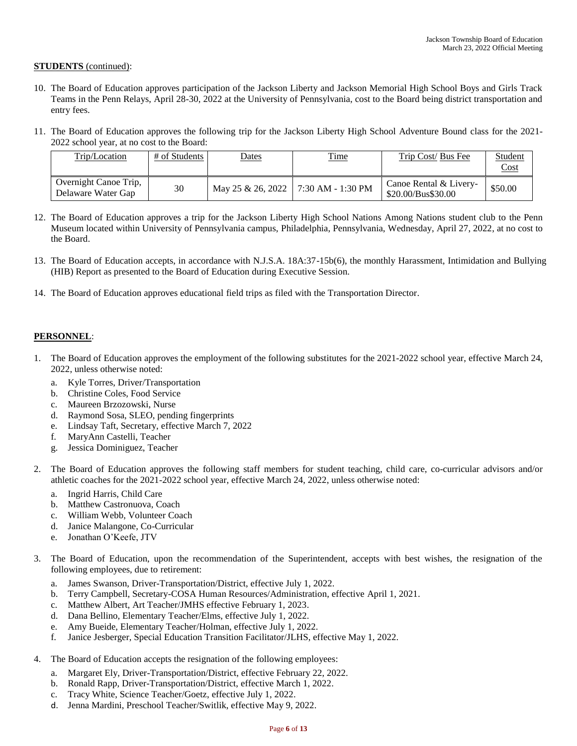**STUDENTS** (continued):

10. The Board of Education approves participation of the Jackson Liberty and Jackson Memorial High School Boys and Girls Track Teams in the Penn Relays, April 28-30, 2022 at the University of Pennsylvania, cost to the Board being district transportation and entry fees.

11. The Board of Education approves the following trip for the Jackson Liberty High School Adventure Bound class for the 2021-2022 school year, at no cost to the Board:

| Trip/Location | # of Students | Dates | Time | Trip Cost/ Bus Fee | Student Cost |
|---|---|---|---|---|---|
| Overnight Canoe Trip, Delaware Water Gap | 30 | May 25 & 26, 2022 | 7:30 AM - 1:30 PM | Canoe Rental & Livery- $20.00/Bus$30.00 | $50.00 |

12. The Board of Education approves a trip for the Jackson Liberty High School Nations Among Nations student club to the Penn Museum located within University of Pennsylvania campus, Philadelphia, Pennsylvania, Wednesday, April 27, 2022, at no cost to the Board.

13. The Board of Education accepts, in accordance with N.J.S.A. 18A:37-15b(6), the monthly Harassment, Intimidation and Bullying (HIB) Report as presented to the Board of Education during Executive Session.

14. The Board of Education approves educational field trips as filed with the Transportation Director.

**PERSONNEL**:

1. The Board of Education approves the employment of the following substitutes for the 2021-2022 school year, effective March 24, 2022, unless otherwise noted:
   a. Kyle Torres, Driver/Transportation
   b. Christine Coles, Food Service
   c. Maureen Brzozowski, Nurse
   d. Raymond Sosa, SLEO, pending fingerprints
   e. Lindsay Taft, Secretary, effective March 7, 2022
   f. MaryAnn Castelli, Teacher
   g. Jessica Dominiguez, Teacher

2. The Board of Education approves the following staff members for student teaching, child care, co-curricular advisors and/or athletic coaches for the 2021-2022 school year, effective March 24, 2022, unless otherwise noted:
   a. Ingrid Harris, Child Care
   b. Matthew Castronuova, Coach
   c. William Webb, Volunteer Coach
   d. Janice Malangone, Co-Curricular
   e. Jonathan O'Keefe, JTV

3. The Board of Education, upon the recommendation of the Superintendent, accepts with best wishes, the resignation of the following employees, due to retirement:
   a. James Swanson, Driver-Transportation/District, effective July 1, 2022.
   b. Terry Campbell, Secretary-COSA Human Resources/Administration, effective April 1, 2021.
   c. Matthew Albert, Art Teacher/JMHS effective February 1, 2023.
   d. Dana Bellino, Elementary Teacher/Elms, effective July 1, 2022.
   e. Amy Bueide, Elementary Teacher/Holman, effective July 1, 2022.
   f. Janice Jesberger, Special Education Transition Facilitator/JLHS, effective May 1, 2022.

4. The Board of Education accepts the resignation of the following employees:
   a. Margaret Ely, Driver-Transportation/District, effective February 22, 2022.
   b. Ronald Rapp, Driver-Transportation/District, effective March 1, 2022.
   c. Tracy White, Science Teacher/Goetz, effective July 1, 2022.
   d. Jenna Mardini, Preschool Teacher/Switlik, effective May 9, 2022.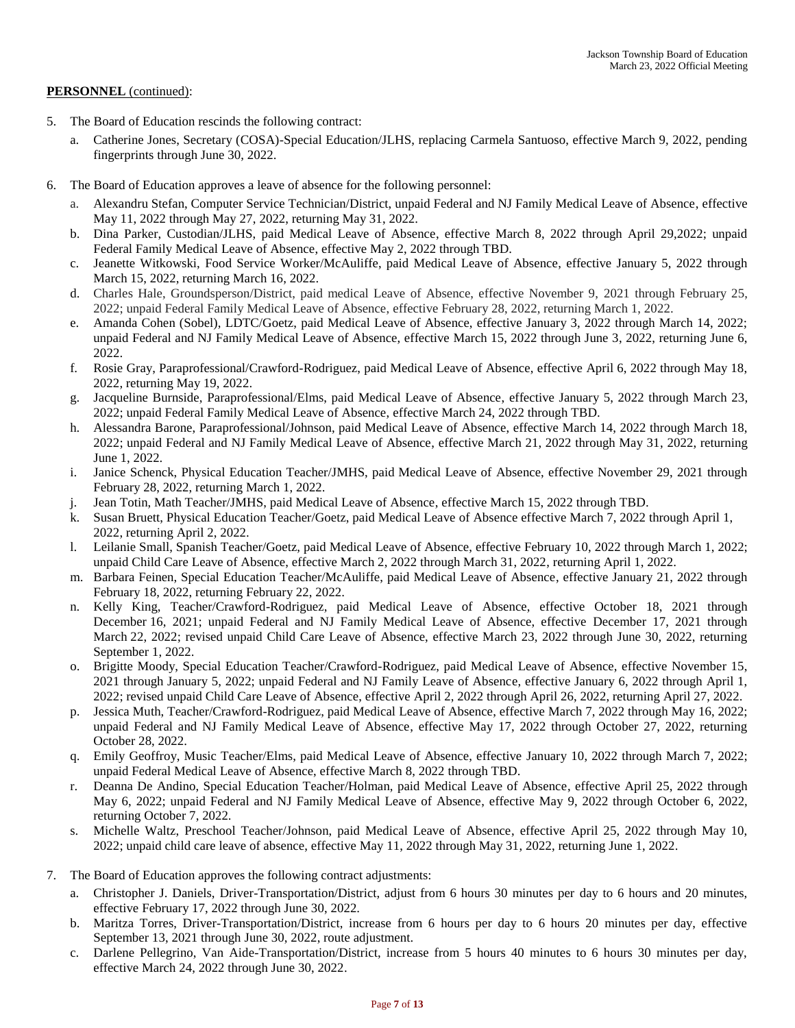**PERSONNEL** (continued):

5. The Board of Education rescinds the following contract:
   a. Catherine Jones, Secretary (COSA)-Special Education/JLHS, replacing Carmela Santuoso, effective March 9, 2022, pending fingerprints through June 30, 2022.

6. The Board of Education approves a leave of absence for the following personnel:
   a. Alexandru Stefan, Computer Service Technician/District, unpaid Federal and NJ Family Medical Leave of Absence, effective May 11, 2022 through May 27, 2022, returning May 31, 2022.
   b. Dina Parker, Custodian/JLHS, paid Medical Leave of Absence, effective March 8, 2022 through April 29,2022; unpaid Federal Family Medical Leave of Absence, effective May 2, 2022 through TBD.
   c. Jeanette Witkowski, Food Service Worker/McAuliffe, paid Medical Leave of Absence, effective January 5, 2022 through March 15, 2022, returning March 16, 2022.
   d. Charles Hale, Groundsperson/District, paid medical Leave of Absence, effective November 9, 2021 through February 25, 2022; unpaid Federal Family Medical Leave of Absence, effective February 28, 2022, returning March 1, 2022.
   e. Amanda Cohen (Sobel), LDTC/Goetz, paid Medical Leave of Absence, effective January 3, 2022 through March 14, 2022; unpaid Federal and NJ Family Medical Leave of Absence, effective March 15, 2022 through June 3, 2022, returning June 6, 2022.
   f. Rosie Gray, Paraprofessional/Crawford-Rodriguez, paid Medical Leave of Absence, effective April 6, 2022 through May 18, 2022, returning May 19, 2022.
   g. Jacqueline Burnside, Paraprofessional/Elms, paid Medical Leave of Absence, effective January 5, 2022 through March 23, 2022; unpaid Federal Family Medical Leave of Absence, effective March 24, 2022 through TBD.
   h. Alessandra Barone, Paraprofessional/Johnson, paid Medical Leave of Absence, effective March 14, 2022 through March 18, 2022; unpaid Federal and NJ Family Medical Leave of Absence, effective March 21, 2022 through May 31, 2022, returning June 1, 2022.
   i. Janice Schenck, Physical Education Teacher/JMHS, paid Medical Leave of Absence, effective November 29, 2021 through February 28, 2022, returning March 1, 2022.
   j. Jean Totin, Math Teacher/JMHS, paid Medical Leave of Absence, effective March 15, 2022 through TBD.
   k. Susan Bruett, Physical Education Teacher/Goetz, paid Medical Leave of Absence effective March 7, 2022 through April 1, 2022, returning April 2, 2022.
   l. Leilanie Small, Spanish Teacher/Goetz, paid Medical Leave of Absence, effective February 10, 2022 through March 1, 2022; unpaid Child Care Leave of Absence, effective March 2, 2022 through March 31, 2022, returning April 1, 2022.
   m. Barbara Feinen, Special Education Teacher/McAuliffe, paid Medical Leave of Absence, effective January 21, 2022 through February 18, 2022, returning February 22, 2022.
   n. Kelly King, Teacher/Crawford-Rodriguez, paid Medical Leave of Absence, effective October 18, 2021 through December 16, 2021; unpaid Federal and NJ Family Medical Leave of Absence, effective December 17, 2021 through March 22, 2022; revised unpaid Child Care Leave of Absence, effective March 23, 2022 through June 30, 2022, returning September 1, 2022.
   o. Brigitte Moody, Special Education Teacher/Crawford-Rodriguez, paid Medical Leave of Absence, effective November 15, 2021 through January 5, 2022; unpaid Federal and NJ Family Leave of Absence, effective January 6, 2022 through April 1, 2022; revised unpaid Child Care Leave of Absence, effective April 2, 2022 through April 26, 2022, returning April 27, 2022.
   p. Jessica Muth, Teacher/Crawford-Rodriguez, paid Medical Leave of Absence, effective March 7, 2022 through May 16, 2022; unpaid Federal and NJ Family Medical Leave of Absence, effective May 17, 2022 through October 27, 2022, returning October 28, 2022.
   q. Emily Geoffroy, Music Teacher/Elms, paid Medical Leave of Absence, effective January 10, 2022 through March 7, 2022; unpaid Federal Medical Leave of Absence, effective March 8, 2022 through TBD.
   r. Deanna De Andino, Special Education Teacher/Holman, paid Medical Leave of Absence, effective April 25, 2022 through May 6, 2022; unpaid Federal and NJ Family Medical Leave of Absence, effective May 9, 2022 through October 6, 2022, returning October 7, 2022.
   s. Michelle Waltz, Preschool Teacher/Johnson, paid Medical Leave of Absence, effective April 25, 2022 through May 10, 2022; unpaid child care leave of absence, effective May 11, 2022 through May 31, 2022, returning June 1, 2022.

7. The Board of Education approves the following contract adjustments:
   a. Christopher J. Daniels, Driver-Transportation/District, adjust from 6 hours 30 minutes per day to 6 hours and 20 minutes, effective February 17, 2022 through June 30, 2022.
   b. Maritza Torres, Driver-Transportation/District, increase from 6 hours per day to 6 hours 20 minutes per day, effective September 13, 2021 through June 30, 2022, route adjustment.
   c. Darlene Pellegrino, Van Aide-Transportation/District, increase from 5 hours 40 minutes to 6 hours 30 minutes per day, effective March 24, 2022 through June 30, 2022.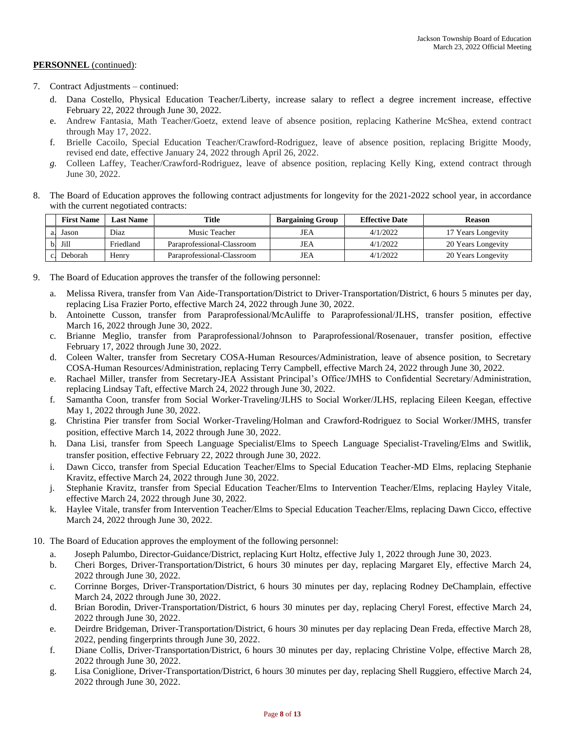**PERSONNEL** (continued):

7. Contract Adjustments – continued:
   d. Dana Costello, Physical Education Teacher/Liberty, increase salary to reflect a degree increment increase, effective February 22, 2022 through June 30, 2022.
   e. Andrew Fantasia, Math Teacher/Goetz, extend leave of absence position, replacing Katherine McShea, extend contract through May 17, 2022.
   f. Brielle Cacoilo, Special Education Teacher/Crawford-Rodriguez, leave of absence position, replacing Brigitte Moody, revised end date, effective January 24, 2022 through April 26, 2022.
   g. Colleen Laffey, Teacher/Crawford-Rodriguez, leave of absence position, replacing Kelly King, extend contract through June 30, 2022.

8. The Board of Education approves the following contract adjustments for longevity for the 2021-2022 school year, in accordance with the current negotiated contracts:

| | First Name | Last Name | Title | Bargaining Group | Effective Date | Reason |
|---|---|---|---|---|---|---|
| a. | Jason | Diaz | Music Teacher | JEA | 4/1/2022 | 17 Years Longevity |
| b. | Jill | Friedland | Paraprofessional-Classroom | JEA | 4/1/2022 | 20 Years Longevity |
| c. | Deborah | Henry | Paraprofessional-Classroom | JEA | 4/1/2022 | 20 Years Longevity |

9. The Board of Education approves the transfer of the following personnel:
   a. Melissa Rivera, transfer from Van Aide-Transportation/District to Driver-Transportation/District, 6 hours 5 minutes per day, replacing Lisa Frazier Porto, effective March 24, 2022 through June 30, 2022.
   b. Antoinette Cusson, transfer from Paraprofessional/McAuliffe to Paraprofessional/JLHS, transfer position, effective March 16, 2022 through June 30, 2022.
   c. Brianne Meglio, transfer from Paraprofessional/Johnson to Paraprofessional/Rosenauer, transfer position, effective February 17, 2022 through June 30, 2022.
   d. Coleen Walter, transfer from Secretary COSA-Human Resources/Administration, leave of absence position, to Secretary COSA-Human Resources/Administration, replacing Terry Campbell, effective March 24, 2022 through June 30, 2022.
   e. Rachael Miller, transfer from Secretary-JEA Assistant Principal's Office/JMHS to Confidential Secretary/Administration, replacing Lindsay Taft, effective March 24, 2022 through June 30, 2022.
   f. Samantha Coon, transfer from Social Worker-Traveling/JLHS to Social Worker/JLHS, replacing Eileen Keegan, effective May 1, 2022 through June 30, 2022.
   g. Christina Pier transfer from Social Worker-Traveling/Holman and Crawford-Rodriguez to Social Worker/JMHS, transfer position, effective March 14, 2022 through June 30, 2022.
   h. Dana Lisi, transfer from Speech Language Specialist/Elms to Speech Language Specialist-Traveling/Elms and Switlik, transfer position, effective February 22, 2022 through June 30, 2022.
   i. Dawn Cicco, transfer from Special Education Teacher/Elms to Special Education Teacher-MD Elms, replacing Stephanie Kravitz, effective March 24, 2022 through June 30, 2022.
   j. Stephanie Kravitz, transfer from Special Education Teacher/Elms to Intervention Teacher/Elms, replacing Hayley Vitale, effective March 24, 2022 through June 30, 2022.
   k. Haylee Vitale, transfer from Intervention Teacher/Elms to Special Education Teacher/Elms, replacing Dawn Cicco, effective March 24, 2022 through June 30, 2022.

10. The Board of Education approves the employment of the following personnel:
    a. Joseph Palumbo, Director-Guidance/District, replacing Kurt Holtz, effective July 1, 2022 through June 30, 2023.
    b. Cheri Borges, Driver-Transportation/District, 6 hours 30 minutes per day, replacing Margaret Ely, effective March 24, 2022 through June 30, 2022.
    c. Corrinne Borges, Driver-Transportation/District, 6 hours 30 minutes per day, replacing Rodney DeChamplain, effective March 24, 2022 through June 30, 2022.
    d. Brian Borodin, Driver-Transportation/District, 6 hours 30 minutes per day, replacing Cheryl Forest, effective March 24, 2022 through June 30, 2022.
    e. Deirdre Bridgeman, Driver-Transportation/District, 6 hours 30 minutes per day replacing Dean Freda, effective March 28, 2022, pending fingerprints through June 30, 2022.
    f. Diane Collis, Driver-Transportation/District, 6 hours 30 minutes per day, replacing Christine Volpe, effective March 28, 2022 through June 30, 2022.
    g. Lisa Coniglione, Driver-Transportation/District, 6 hours 30 minutes per day, replacing Shell Ruggiero, effective March 24, 2022 through June 30, 2022.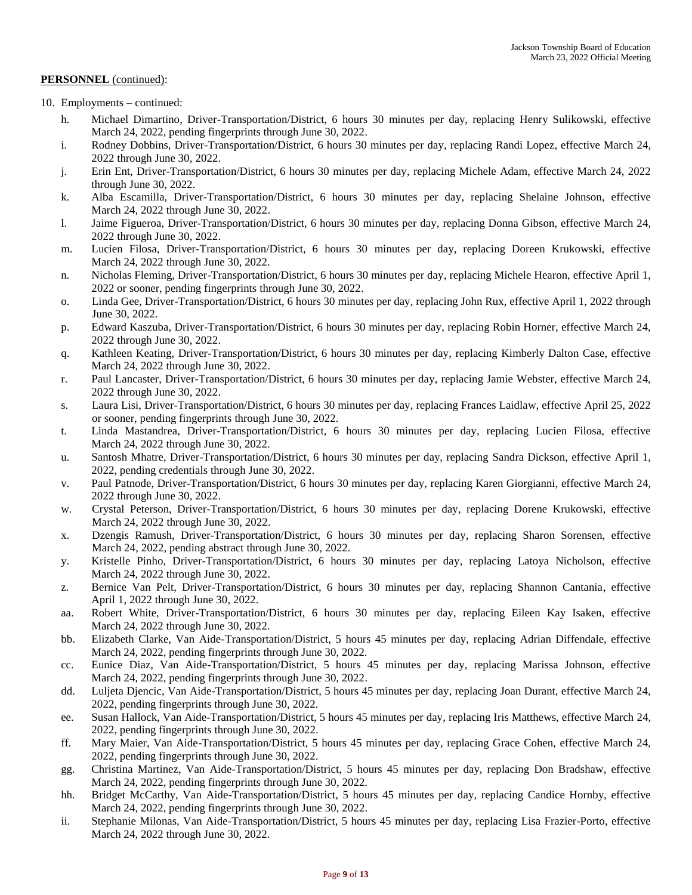**PERSONNEL** (continued):

10. Employments – continued:

    h. Michael Dimartino, Driver-Transportation/District, 6 hours 30 minutes per day, replacing Henry Sulikowski, effective March 24, 2022, pending fingerprints through June 30, 2022.
    i. Rodney Dobbins, Driver-Transportation/District, 6 hours 30 minutes per day, replacing Randi Lopez, effective March 24, 2022 through June 30, 2022.
    j. Erin Ent, Driver-Transportation/District, 6 hours 30 minutes per day, replacing Michele Adam, effective March 24, 2022 through June 30, 2022.
    k. Alba Escamilla, Driver-Transportation/District, 6 hours 30 minutes per day, replacing Shelaine Johnson, effective March 24, 2022 through June 30, 2022.
    l. Jaime Figueroa, Driver-Transportation/District, 6 hours 30 minutes per day, replacing Donna Gibson, effective March 24, 2022 through June 30, 2022.
    m. Lucien Filosa, Driver-Transportation/District, 6 hours 30 minutes per day, replacing Doreen Krukowski, effective March 24, 2022 through June 30, 2022.
    n. Nicholas Fleming, Driver-Transportation/District, 6 hours 30 minutes per day, replacing Michele Hearon, effective April 1, 2022 or sooner, pending fingerprints through June 30, 2022.
    o. Linda Gee, Driver-Transportation/District, 6 hours 30 minutes per day, replacing John Rux, effective April 1, 2022 through June 30, 2022.
    p. Edward Kaszuba, Driver-Transportation/District, 6 hours 30 minutes per day, replacing Robin Horner, effective March 24, 2022 through June 30, 2022.
    q. Kathleen Keating, Driver-Transportation/District, 6 hours 30 minutes per day, replacing Kimberly Dalton Case, effective March 24, 2022 through June 30, 2022.
    r. Paul Lancaster, Driver-Transportation/District, 6 hours 30 minutes per day, replacing Jamie Webster, effective March 24, 2022 through June 30, 2022.
    s. Laura Lisi, Driver-Transportation/District, 6 hours 30 minutes per day, replacing Frances Laidlaw, effective April 25, 2022 or sooner, pending fingerprints through June 30, 2022.
    t. Linda Mastandrea, Driver-Transportation/District, 6 hours 30 minutes per day, replacing Lucien Filosa, effective March 24, 2022 through June 30, 2022.
    u. Santosh Mhatre, Driver-Transportation/District, 6 hours 30 minutes per day, replacing Sandra Dickson, effective April 1, 2022, pending credentials through June 30, 2022.
    v. Paul Patnode, Driver-Transportation/District, 6 hours 30 minutes per day, replacing Karen Giorgianni, effective March 24, 2022 through June 30, 2022.
    w. Crystal Peterson, Driver-Transportation/District, 6 hours 30 minutes per day, replacing Dorene Krukowski, effective March 24, 2022 through June 30, 2022.
    x. Dzengis Ramush, Driver-Transportation/District, 6 hours 30 minutes per day, replacing Sharon Sorensen, effective March 24, 2022, pending abstract through June 30, 2022.
    y. Kristelle Pinho, Driver-Transportation/District, 6 hours 30 minutes per day, replacing Latoya Nicholson, effective March 24, 2022 through June 30, 2022.
    z. Bernice Van Pelt, Driver-Transportation/District, 6 hours 30 minutes per day, replacing Shannon Cantania, effective April 1, 2022 through June 30, 2022.
    aa. Robert White, Driver-Transportation/District, 6 hours 30 minutes per day, replacing Eileen Kay Isaken, effective March 24, 2022 through June 30, 2022.
    bb. Elizabeth Clarke, Van Aide-Transportation/District, 5 hours 45 minutes per day, replacing Adrian Diffendale, effective March 24, 2022, pending fingerprints through June 30, 2022.
    cc. Eunice Diaz, Van Aide-Transportation/District, 5 hours 45 minutes per day, replacing Marissa Johnson, effective March 24, 2022, pending fingerprints through June 30, 2022.
    dd. Luljeta Djencic, Van Aide-Transportation/District, 5 hours 45 minutes per day, replacing Joan Durant, effective March 24, 2022, pending fingerprints through June 30, 2022.
    ee. Susan Hallock, Van Aide-Transportation/District, 5 hours 45 minutes per day, replacing Iris Matthews, effective March 24, 2022, pending fingerprints through June 30, 2022.
    ff. Mary Maier, Van Aide-Transportation/District, 5 hours 45 minutes per day, replacing Grace Cohen, effective March 24, 2022, pending fingerprints through June 30, 2022.
    gg. Christina Martinez, Van Aide-Transportation/District, 5 hours 45 minutes per day, replacing Don Bradshaw, effective March 24, 2022, pending fingerprints through June 30, 2022.
    hh. Bridget McCarthy, Van Aide-Transportation/District, 5 hours 45 minutes per day, replacing Candice Hornby, effective March 24, 2022, pending fingerprints through June 30, 2022.
    ii. Stephanie Milonas, Van Aide-Transportation/District, 5 hours 45 minutes per day, replacing Lisa Frazier-Porto, effective March 24, 2022 through June 30, 2022.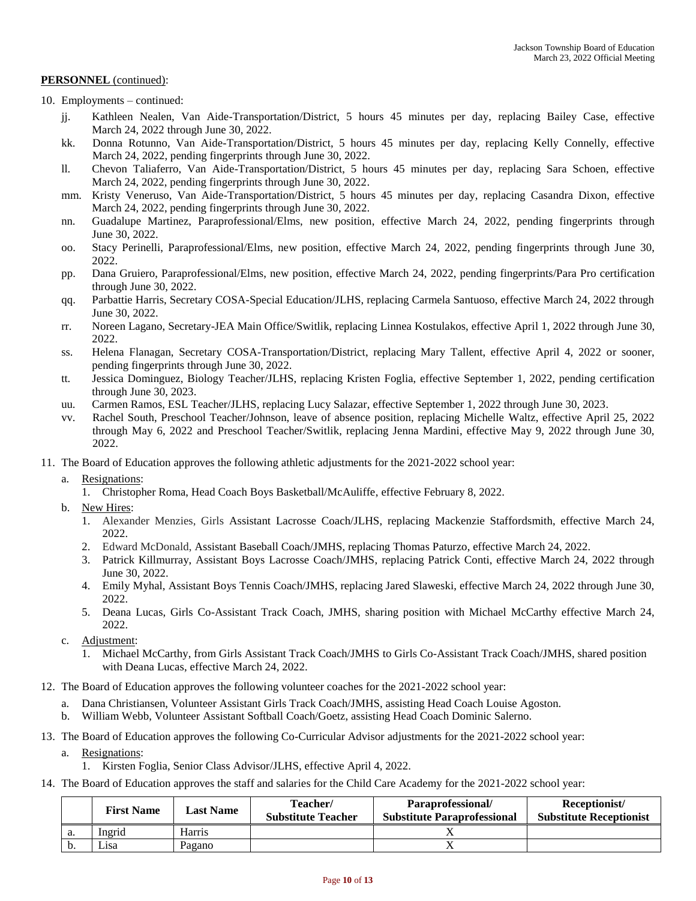**PERSONNEL** (continued):

10. Employments – continued:
    - jj. Kathleen Nealen, Van Aide-Transportation/District, 5 hours 45 minutes per day, replacing Bailey Case, effective March 24, 2022 through June 30, 2022.
    - kk. Donna Rotunno, Van Aide-Transportation/District, 5 hours 45 minutes per day, replacing Kelly Connelly, effective March 24, 2022, pending fingerprints through June 30, 2022.
    - ll. Chevon Taliaferro, Van Aide-Transportation/District, 5 hours 45 minutes per day, replacing Sara Schoen, effective March 24, 2022, pending fingerprints through June 30, 2022.
    - mm. Kristy Veneruso, Van Aide-Transportation/District, 5 hours 45 minutes per day, replacing Casandra Dixon, effective March 24, 2022, pending fingerprints through June 30, 2022.
    - nn. Guadalupe Martinez, Paraprofessional/Elms, new position, effective March 24, 2022, pending fingerprints through June 30, 2022.
    - oo. Stacy Perinelli, Paraprofessional/Elms, new position, effective March 24, 2022, pending fingerprints through June 30, 2022.
    - pp. Dana Gruiero, Paraprofessional/Elms, new position, effective March 24, 2022, pending fingerprints/Para Pro certification through June 30, 2022.
    - qq. Parbattie Harris, Secretary COSA-Special Education/JLHS, replacing Carmela Santuoso, effective March 24, 2022 through June 30, 2022.
    - rr. Noreen Lagano, Secretary-JEA Main Office/Switlik, replacing Linnea Kostulakos, effective April 1, 2022 through June 30, 2022.
    - ss. Helena Flanagan, Secretary COSA-Transportation/District, replacing Mary Tallent, effective April 4, 2022 or sooner, pending fingerprints through June 30, 2022.
    - tt. Jessica Dominguez, Biology Teacher/JLHS, replacing Kristen Foglia, effective September 1, 2022, pending certification through June 30, 2023.
    - uu. Carmen Ramos, ESL Teacher/JLHS, replacing Lucy Salazar, effective September 1, 2022 through June 30, 2023.
    - vv. Rachel South, Preschool Teacher/Johnson, leave of absence position, replacing Michelle Waltz, effective April 25, 2022 through May 6, 2022 and Preschool Teacher/Switlik, replacing Jenna Mardini, effective May 9, 2022 through June 30, 2022.

11. The Board of Education approves the following athletic adjustments for the 2021-2022 school year:
    - a. Resignations:
      1. Christopher Roma, Head Coach Boys Basketball/McAuliffe, effective February 8, 2022.
    - b. New Hires:
      1. Alexander Menzies, Girls Assistant Lacrosse Coach/JLHS, replacing Mackenzie Staffordsmith, effective March 24, 2022.
      2. Edward McDonald, Assistant Baseball Coach/JMHS, replacing Thomas Paturzo, effective March 24, 2022.
      3. Patrick Killmurray, Assistant Boys Lacrosse Coach/JMHS, replacing Patrick Conti, effective March 24, 2022 through June 30, 2022.
      4. Emily Myhal, Assistant Boys Tennis Coach/JMHS, replacing Jared Slaweski, effective March 24, 2022 through June 30, 2022.
      5. Deana Lucas, Girls Co-Assistant Track Coach, JMHS, sharing position with Michael McCarthy effective March 24, 2022.
    - c. Adjustment:
      1. Michael McCarthy, from Girls Assistant Track Coach/JMHS to Girls Co-Assistant Track Coach/JMHS, shared position with Deana Lucas, effective March 24, 2022.

12. The Board of Education approves the following volunteer coaches for the 2021-2022 school year:
    - a. Dana Christiansen, Volunteer Assistant Girls Track Coach/JMHS, assisting Head Coach Louise Agoston.
    - b. William Webb, Volunteer Assistant Softball Coach/Goetz, assisting Head Coach Dominic Salerno.

13. The Board of Education approves the following Co-Curricular Advisor adjustments for the 2021-2022 school year:
    - a. Resignations:
      1. Kirsten Foglia, Senior Class Advisor/JLHS, effective April 4, 2022.

14. The Board of Education approves the staff and salaries for the Child Care Academy for the 2021-2022 school year:

| | First Name | Last Name | Teacher/ Substitute Teacher | Paraprofessional/ Substitute Paraprofessional | Receptionist/ Substitute Receptionist |
|---|---|---|---|---|---|
| a. | Ingrid | Harris | | X | |
| b. | Lisa | Pagano | | X | |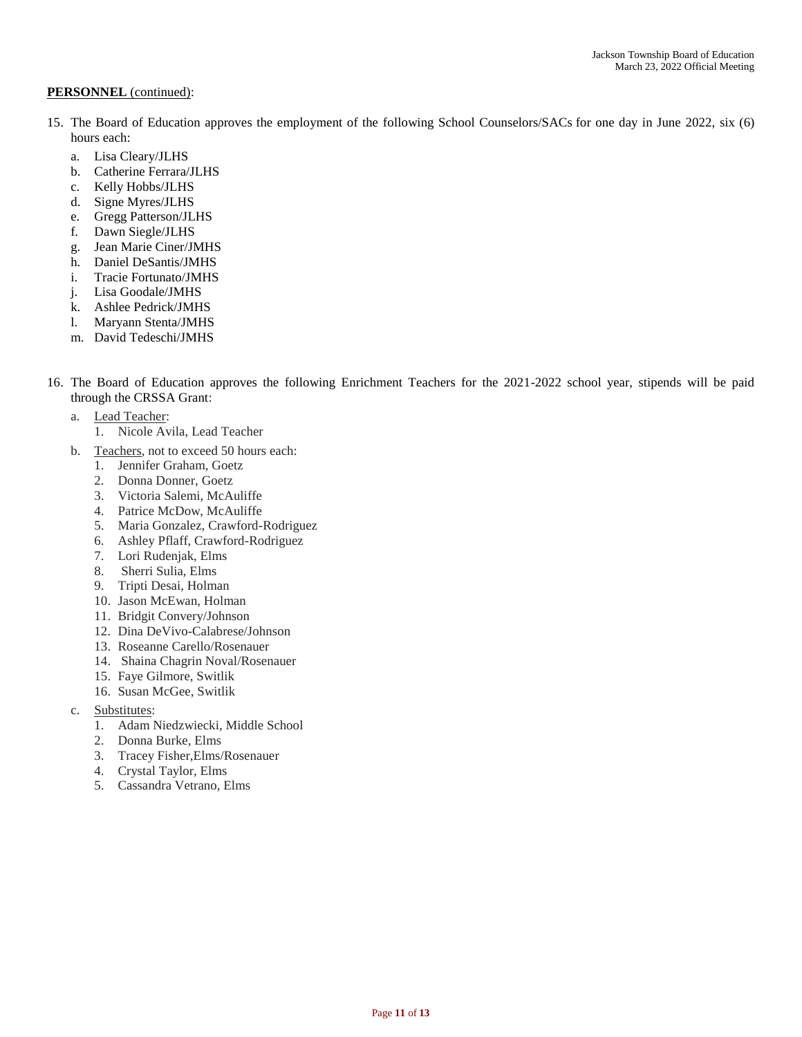**PERSONNEL** (continued):

15. The Board of Education approves the employment of the following School Counselors/SACs for one day in June 2022, six (6) hours each:
    a. Lisa Cleary/JLHS
    b. Catherine Ferrara/JLHS
    c. Kelly Hobbs/JLHS
    d. Signe Myres/JLHS
    e. Gregg Patterson/JLHS
    f. Dawn Siegle/JLHS
    g. Jean Marie Ciner/JMHS
    h. Daniel DeSantis/JMHS
    i. Tracie Fortunato/JMHS
    j. Lisa Goodale/JMHS
    k. Ashlee Pedrick/JMHS
    l. Maryann Stenta/JMHS
    m. David Tedeschi/JMHS

16. The Board of Education approves the following Enrichment Teachers for the 2021-2022 school year, stipends will be paid through the CRSSA Grant:
    a. Lead Teacher:
        1. Nicole Avila, Lead Teacher
    b. Teachers, not to exceed 50 hours each:
        1. Jennifer Graham, Goetz
        2. Donna Donner, Goetz
        3. Victoria Salemi, McAuliffe
        4. Patrice McDow, McAuliffe
        5. Maria Gonzalez, Crawford-Rodriguez
        6. Ashley Pflaff, Crawford-Rodriguez
        7. Lori Rudenjak, Elms
        8. Sherri Sulia, Elms
        9. Tripti Desai, Holman
        10. Jason McEwan, Holman
        11. Bridgit Convery/Johnson
        12. Dina DeVivo-Calabrese/Johnson
        13. Roseanne Carello/Rosenauer
        14. Shaina Chagrin Noval/Rosenauer
        15. Faye Gilmore, Switlik
        16. Susan McGee, Switlik
    c. Substitutes:
        1. Adam Niedzwiecki, Middle School
        2. Donna Burke, Elms
        3. Tracey Fisher,Elms/Rosenauer
        4. Crystal Taylor, Elms
        5. Cassandra Vetrano, Elms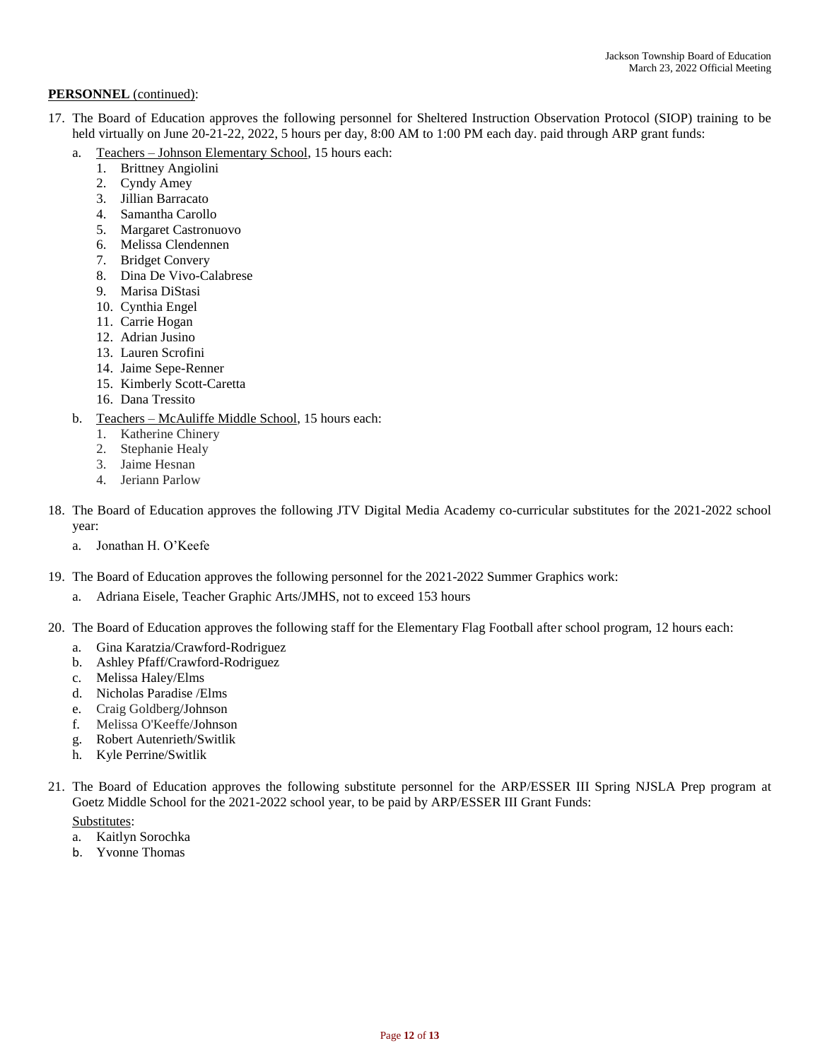**PERSONNEL** (continued):

17. The Board of Education approves the following personnel for Sheltered Instruction Observation Protocol (SIOP) training to be held virtually on June 20-21-22, 2022, 5 hours per day, 8:00 AM to 1:00 PM each day. paid through ARP grant funds:
    a. Teachers – Johnson Elementary School, 15 hours each:
        1. Brittney Angiolini
        2. Cyndy Amey
        3. Jillian Barracato
        4. Samantha Carollo
        5. Margaret Castronuovo
        6. Melissa Clendennen
        7. Bridget Convery
        8. Dina De Vivo-Calabrese
        9. Marisa DiStasi
        10. Cynthia Engel
        11. Carrie Hogan
        12. Adrian Jusino
        13. Lauren Scrofini
        14. Jaime Sepe-Renner
        15. Kimberly Scott-Caretta
        16. Dana Tressito
    b. Teachers – McAuliffe Middle School, 15 hours each:
        1. Katherine Chinery
        2. Stephanie Healy
        3. Jaime Hesnan
        4. Jeriann Parlow

18. The Board of Education approves the following JTV Digital Media Academy co-curricular substitutes for the 2021-2022 school year:
    a. Jonathan H. O'Keefe

19. The Board of Education approves the following personnel for the 2021-2022 Summer Graphics work:
    a. Adriana Eisele, Teacher Graphic Arts/JMHS, not to exceed 153 hours

20. The Board of Education approves the following staff for the Elementary Flag Football after school program, 12 hours each:
    a. Gina Karatzia/Crawford-Rodriguez
    b. Ashley Pfaff/Crawford-Rodriguez
    c. Melissa Haley/Elms
    d. Nicholas Paradise /Elms
    e. Craig Goldberg/Johnson
    f. Melissa O'Keeffe/Johnson
    g. Robert Autenrieth/Switlik
    h. Kyle Perrine/Switlik

21. The Board of Education approves the following substitute personnel for the ARP/ESSER III Spring NJSLA Prep program at Goetz Middle School for the 2021-2022 school year, to be paid by ARP/ESSER III Grant Funds:

    Substitutes:
    a. Kaitlyn Sorochka
    b. Yvonne Thomas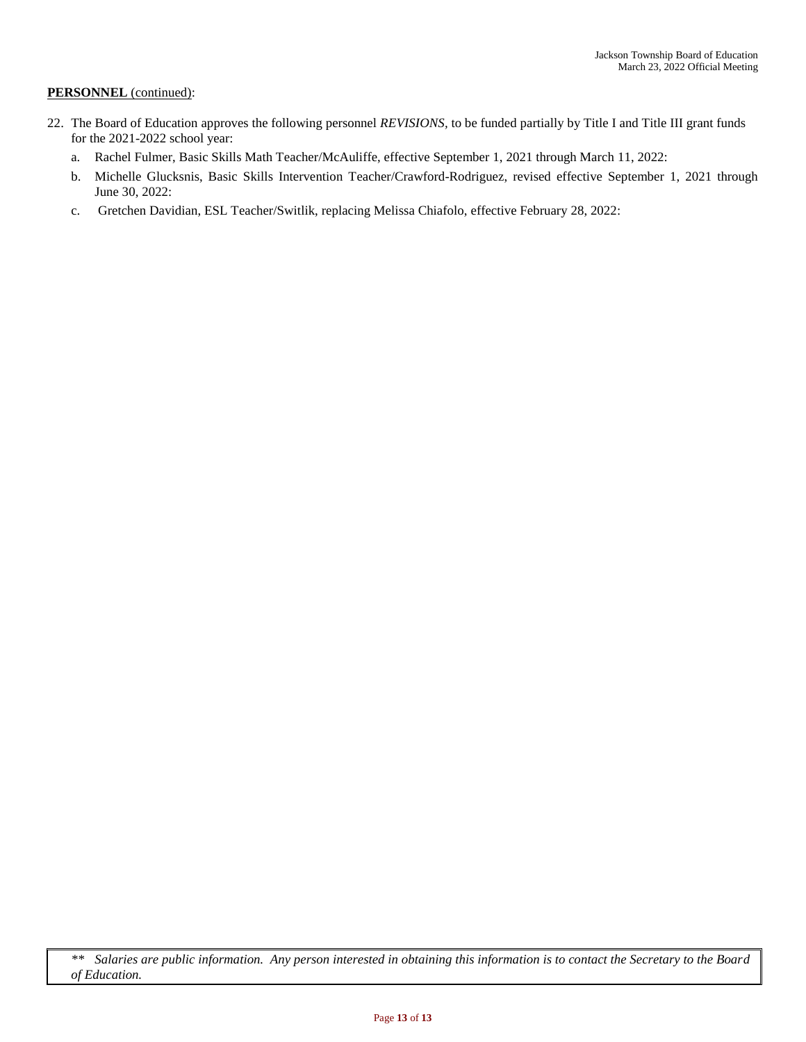**PERSONNEL** (continued):

22. The Board of Education approves the following personnel *REVISIONS*, to be funded partially by Title I and Title III grant funds for the 2021-2022 school year:
    a. Rachel Fulmer, Basic Skills Math Teacher/McAuliffe, effective September 1, 2021 through March 11, 2022:
    b. Michelle Glucksnis, Basic Skills Intervention Teacher/Crawford-Rodriguez, revised effective September 1, 2021 through June 30, 2022:
    c. Gretchen Davidian, ESL Teacher/Switlik, replacing Melissa Chiafolo, effective February 28, 2022:

*\*\* Salaries are public information. Any person interested in obtaining this information is to contact the Secretary to the Board of Education.*